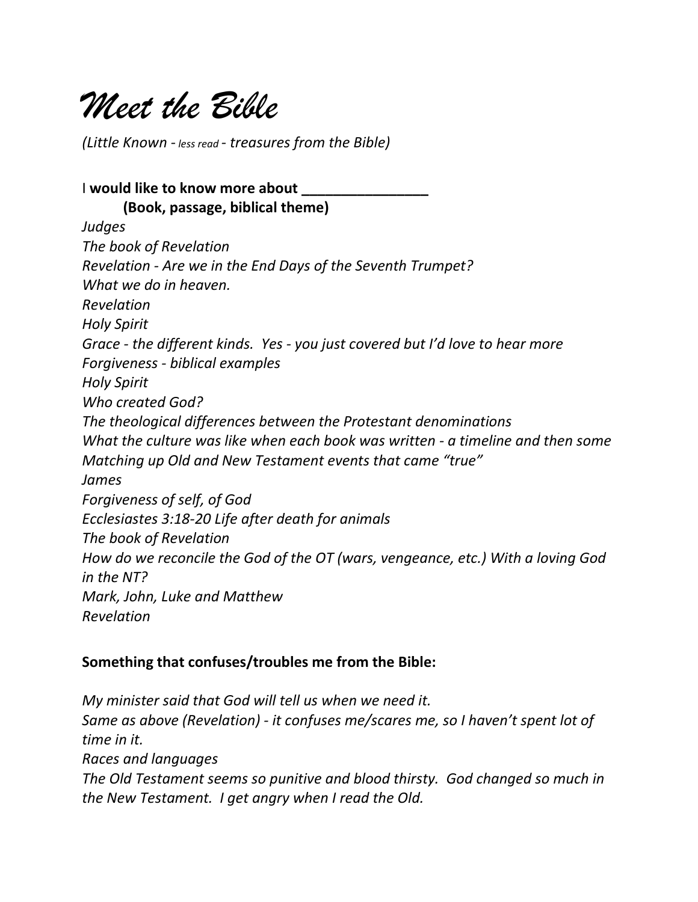# *Meet the Bible*

*(Little Known - less read - treasures from the Bible)*

I **would like to know more about ________________**
**(Book, passage, biblical theme)**

*Judges*
*The book of Revelation*
*Revelation - Are we in the End Days of the Seventh Trumpet?*
*What we do in heaven.*
*Revelation*
*Holy Spirit*
*Grace - the different kinds. Yes - you just covered but I'd love to hear more*
*Forgiveness - biblical examples*
*Holy Spirit*
*Who created God?*
*The theological differences between the Protestant denominations*
*What the culture was like when each book was written - a timeline and then some*
*Matching up Old and New Testament events that came "true"*
*James*
*Forgiveness of self, of God*
*Ecclesiastes 3:18-20 Life after death for animals*
*The book of Revelation*
*How do we reconcile the God of the OT (wars, vengeance, etc.) With a loving God in the NT?*
*Mark, John, Luke and Matthew*
*Revelation*

**Something that confuses/troubles me from the Bible:**

*My minister said that God will tell us when we need it.*
*Same as above (Revelation) - it confuses me/scares me, so I haven't spent lot of time in it.*
*Races and languages*
*The Old Testament seems so punitive and blood thirsty. God changed so much in the New Testament. I get angry when I read the Old.*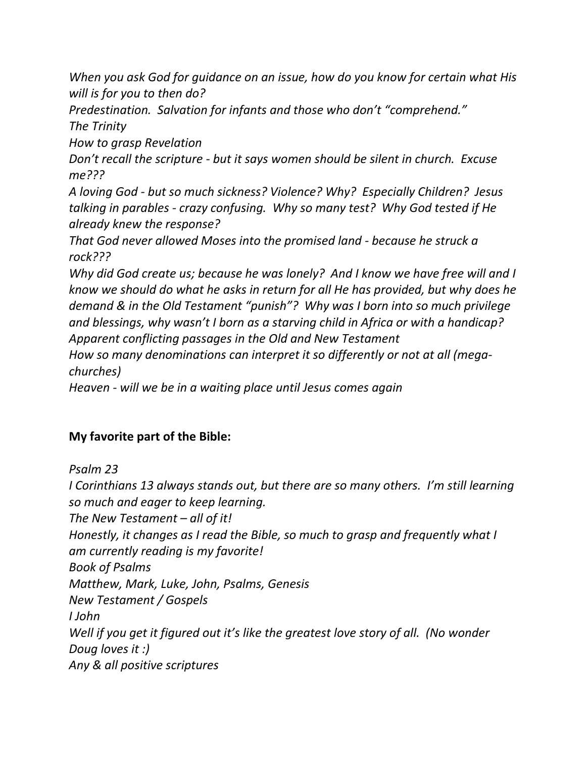*When you ask God for guidance on an issue, how do you know for certain what His will is for you to then do?*

*Predestination. Salvation for infants and those who don't "comprehend."*

*The Trinity*

*How to grasp Revelation*

*Don't recall the scripture - but it says women should be silent in church. Excuse me???*

*A loving God - but so much sickness? Violence? Why? Especially Children? Jesus talking in parables - crazy confusing. Why so many test? Why God tested if He already knew the response?*

*That God never allowed Moses into the promised land - because he struck a rock???*

*Why did God create us; because he was lonely? And I know we have free will and I know we should do what he asks in return for all He has provided, but why does he demand & in the Old Testament "punish"? Why was I born into so much privilege and blessings, why wasn't I born as a starving child in Africa or with a handicap?*

*Apparent conflicting passages in the Old and New Testament*

*How so many denominations can interpret it so differently or not at all (mega-churches)*

*Heaven - will we be in a waiting place until Jesus comes again*

**My favorite part of the Bible:**

*Psalm 23*

*I Corinthians 13 always stands out, but there are so many others. I'm still learning so much and eager to keep learning.*

*The New Testament – all of it!*

*Honestly, it changes as I read the Bible, so much to grasp and frequently what I am currently reading is my favorite!*

*Book of Psalms*

*Matthew, Mark, Luke, John, Psalms, Genesis*

*New Testament / Gospels*

*I John*

*Well if you get it figured out it's like the greatest love story of all. (No wonder Doug loves it :)*

*Any & all positive scriptures*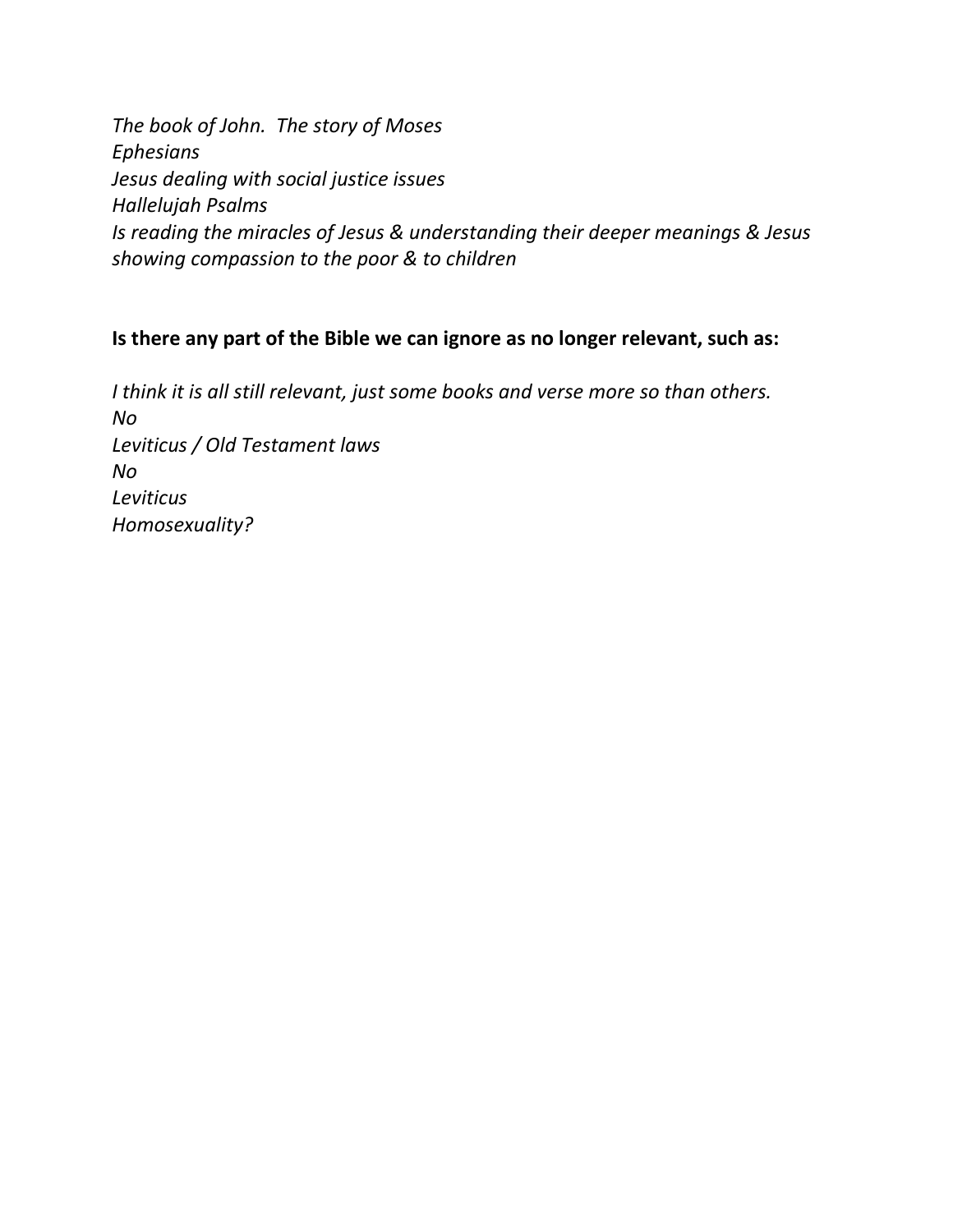*The book of John.  The story of Moses*
*Ephesians*
*Jesus dealing with social justice issues*
*Hallelujah Psalms*
*Is reading the miracles of Jesus & understanding their deeper meanings & Jesus showing compassion to the poor & to children*

**Is there any part of the Bible we can ignore as no longer relevant, such as:**

*I think it is all still relevant, just some books and verse more so than others.*
*No*
*Leviticus / Old Testament laws*
*No*
*Leviticus*
*Homosexuality?*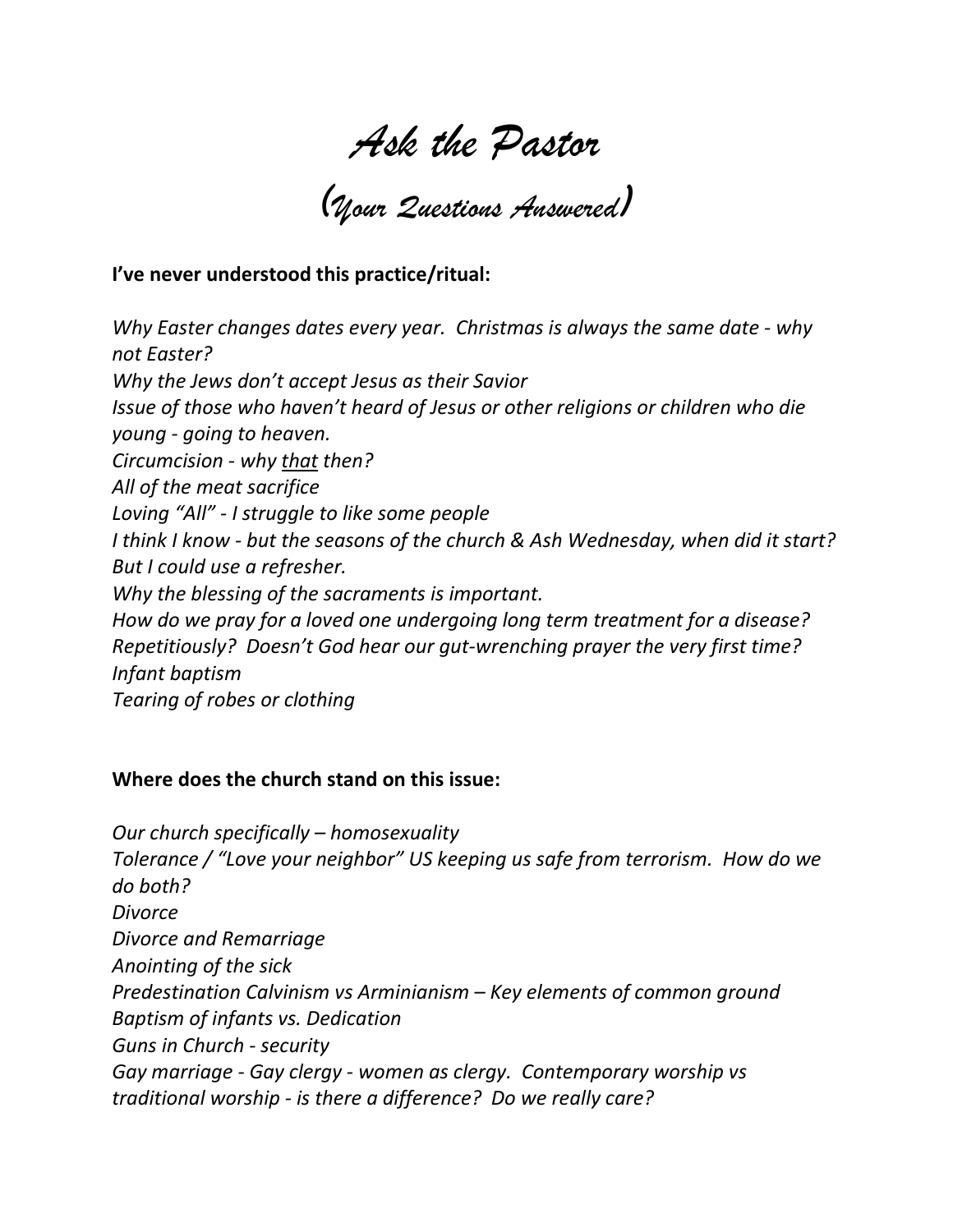# *Ask the Pastor*

## *(Your Questions Answered)*

**I've never understood this practice/ritual:**

*Why Easter changes dates every year. Christmas is always the same date - why not Easter?*
*Why the Jews don't accept Jesus as their Savior*
*Issue of those who haven't heard of Jesus or other religions or children who die young - going to heaven.*
*Circumcision - why <u>that</u> then?*
*All of the meat sacrifice*
*Loving "All" - I struggle to like some people*
*I think I know - but the seasons of the church & Ash Wednesday, when did it start? But I could use a refresher.*
*Why the blessing of the sacraments is important.*
*How do we pray for a loved one undergoing long term treatment for a disease? Repetitiously? Doesn't God hear our gut-wrenching prayer the very first time?*
*Infant baptism*
*Tearing of robes or clothing*

**Where does the church stand on this issue:**

*Our church specifically – homosexuality*
*Tolerance / "Love your neighbor" US keeping us safe from terrorism. How do we do both?*
*Divorce*
*Divorce and Remarriage*
*Anointing of the sick*
*Predestination Calvinism vs Arminianism – Key elements of common ground*
*Baptism of infants vs. Dedication*
*Guns in Church - security*
*Gay marriage - Gay clergy - women as clergy. Contemporary worship vs traditional worship - is there a difference? Do we really care?*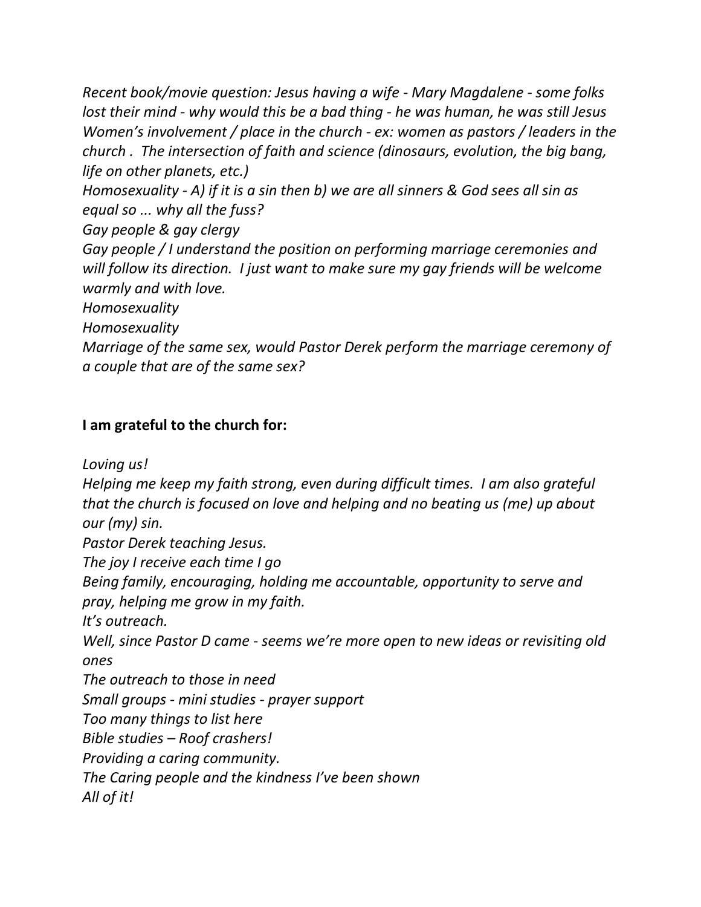*Recent book/movie question: Jesus having a wife - Mary Magdalene - some folks lost their mind - why would this be a bad thing - he was human, he was still Jesus*
*Women's involvement / place in the church - ex: women as pastors / leaders in the church . The intersection of faith and science (dinosaurs, evolution, the big bang, life on other planets, etc.)*
*Homosexuality - A) if it is a sin then b) we are all sinners & God sees all sin as equal so ... why all the fuss?*
*Gay people & gay clergy*
*Gay people / I understand the position on performing marriage ceremonies and will follow its direction. I just want to make sure my gay friends will be welcome warmly and with love.*
*Homosexuality*
*Homosexuality*
*Marriage of the same sex, would Pastor Derek perform the marriage ceremony of a couple that are of the same sex?*

**I am grateful to the church for:**

*Loving us!*
*Helping me keep my faith strong, even during difficult times. I am also grateful that the church is focused on love and helping and no beating us (me) up about our (my) sin.*
*Pastor Derek teaching Jesus.*
*The joy I receive each time I go*
*Being family, encouraging, holding me accountable, opportunity to serve and pray, helping me grow in my faith.*
*It's outreach.*
*Well, since Pastor D came - seems we're more open to new ideas or revisiting old ones*
*The outreach to those in need*
*Small groups - mini studies - prayer support*
*Too many things to list here*
*Bible studies – Roof crashers!*
*Providing a caring community.*
*The Caring people and the kindness I've been shown*
*All of it!*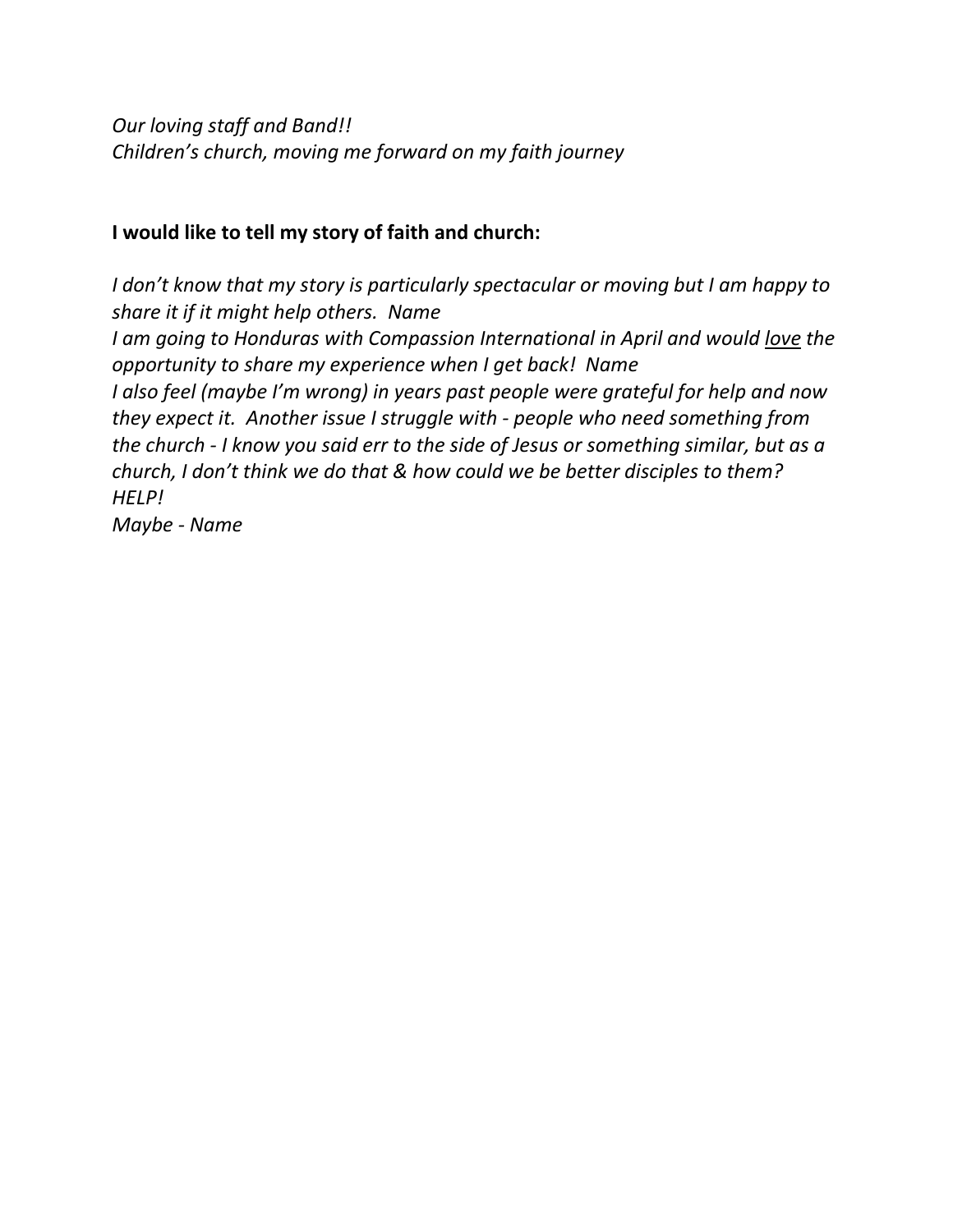*Our loving staff and Band!!*
*Children's church, moving me forward on my faith journey*

**I would like to tell my story of faith and church:**

*I don't know that my story is particularly spectacular or moving but I am happy to share it if it might help others. Name*
*I am going to Honduras with Compassion International in April and would <u>love</u> the opportunity to share my experience when I get back! Name*
*I also feel (maybe I'm wrong) in years past people were grateful for help and now they expect it. Another issue I struggle with - people who need something from the church - I know you said err to the side of Jesus or something similar, but as a church, I don't think we do that & how could we be better disciples to them? HELP!*
*Maybe - Name*